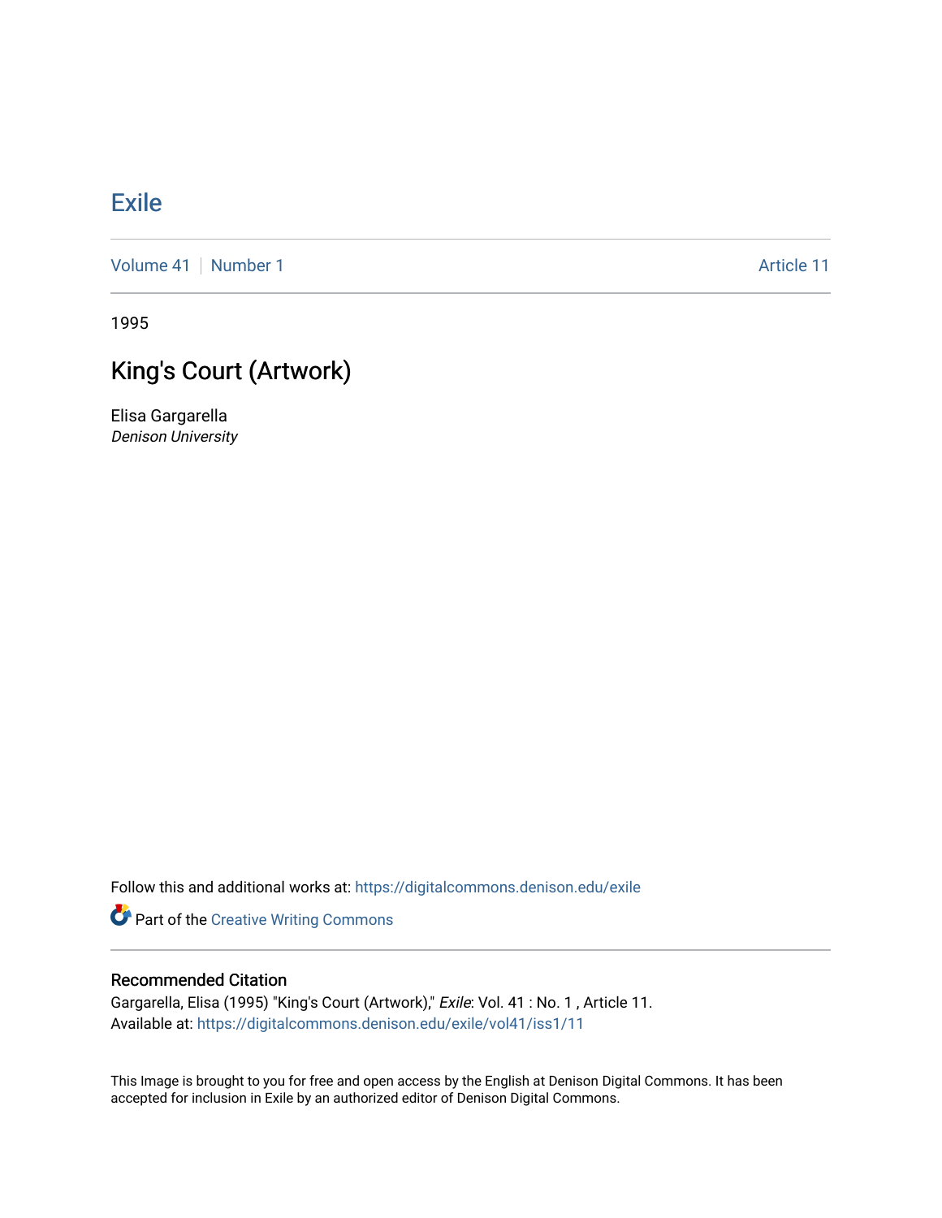# Exile

Volume 41 | Number 1 Article 11

1995

## King's Court (Artwork)

Elisa Gargarella
*Denison University*

Follow this and additional works at: https://digitalcommons.denison.edu/exile

Part of the Creative Writing Commons

### Recommended Citation

Gargarella, Elisa (1995) "King's Court (Artwork)," *Exile*: Vol. 41 : No. 1 , Article 11.
Available at: https://digitalcommons.denison.edu/exile/vol41/iss1/11

This Image is brought to you for free and open access by the English at Denison Digital Commons. It has been accepted for inclusion in Exile by an authorized editor of Denison Digital Commons.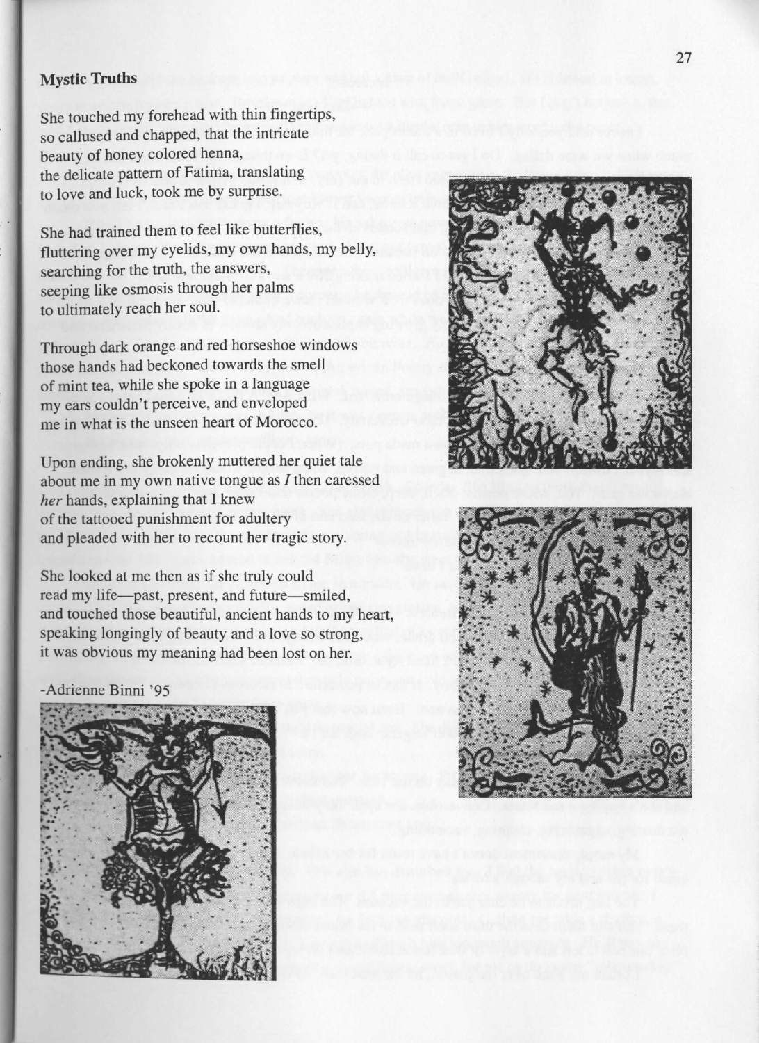**Mystic Truths**

She touched my forehead with thin fingertips,
so callused and chapped, that the intricate
beauty of honey colored henna,
the delicate pattern of Fatima, translating
to love and luck, took me by surprise.

She had trained them to feel like butterflies,
fluttering over my eyelids, my own hands, my belly,
searching for the truth, the answers,
seeping like osmosis through her palms
to ultimately reach her soul.

Through dark orange and red horseshoe windows
those hands had beckoned towards the smell
of mint tea, while she spoke in a language
my ears couldn't perceive, and enveloped
me in what is the unseen heart of Morocco.

Upon ending, she brokenly muttered her quiet tale
about me in my own native tongue as *I* then caressed
*her* hands, explaining that I knew
of the tattooed punishment for adultery
and pleaded with her to recount her tragic story.

She looked at me then as if she truly could
read my life—past, present, and future—smiled,
and touched those beautiful, ancient hands to my heart,
speaking longingly of beauty and a love so strong,
it was obvious my meaning had been lost on her.

-Adrienne Binni '95